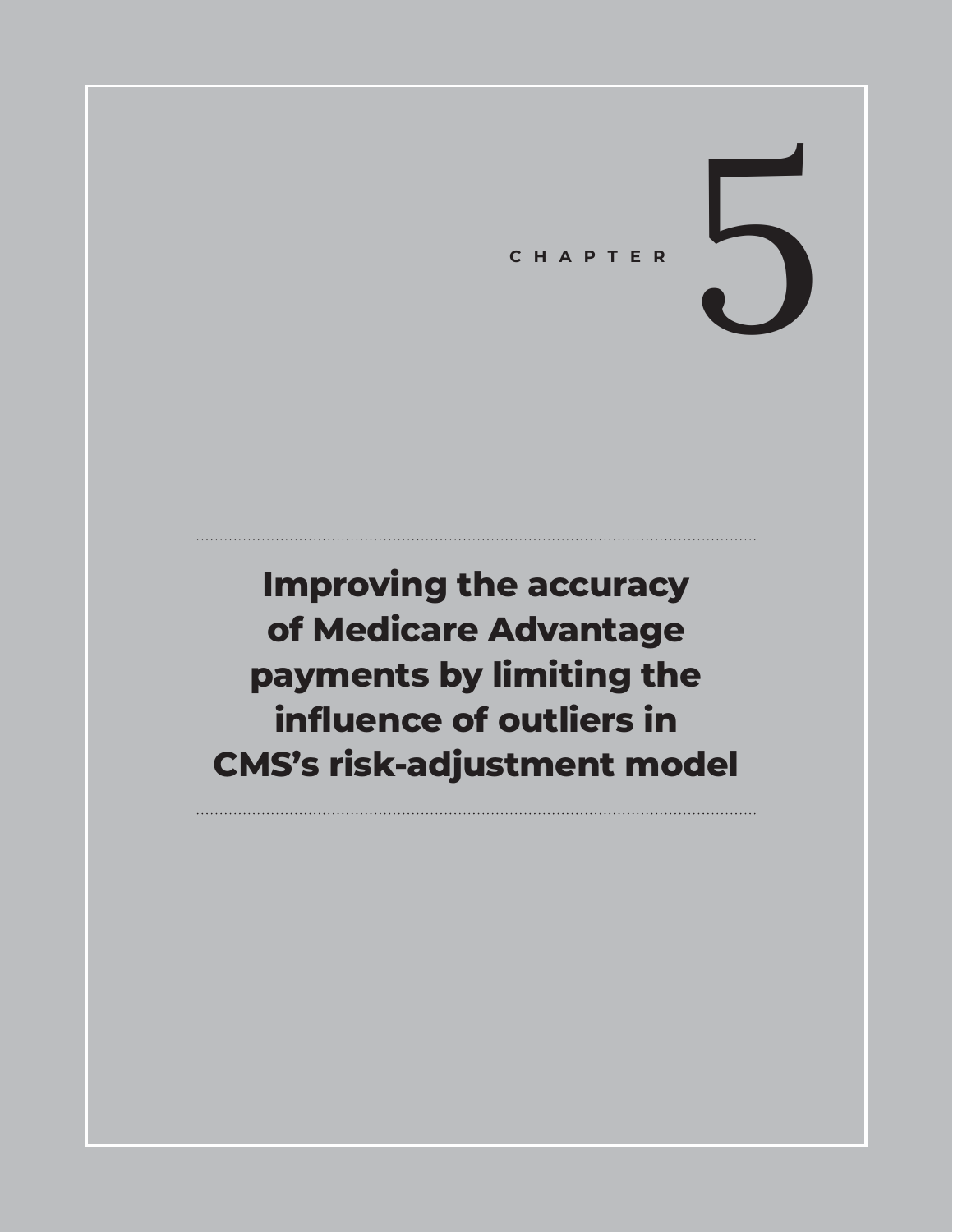CHAPTER 5

# Improving the accuracy of Medicare Advantage payments by limiting the influence of outliers in CMS's risk-adjustment model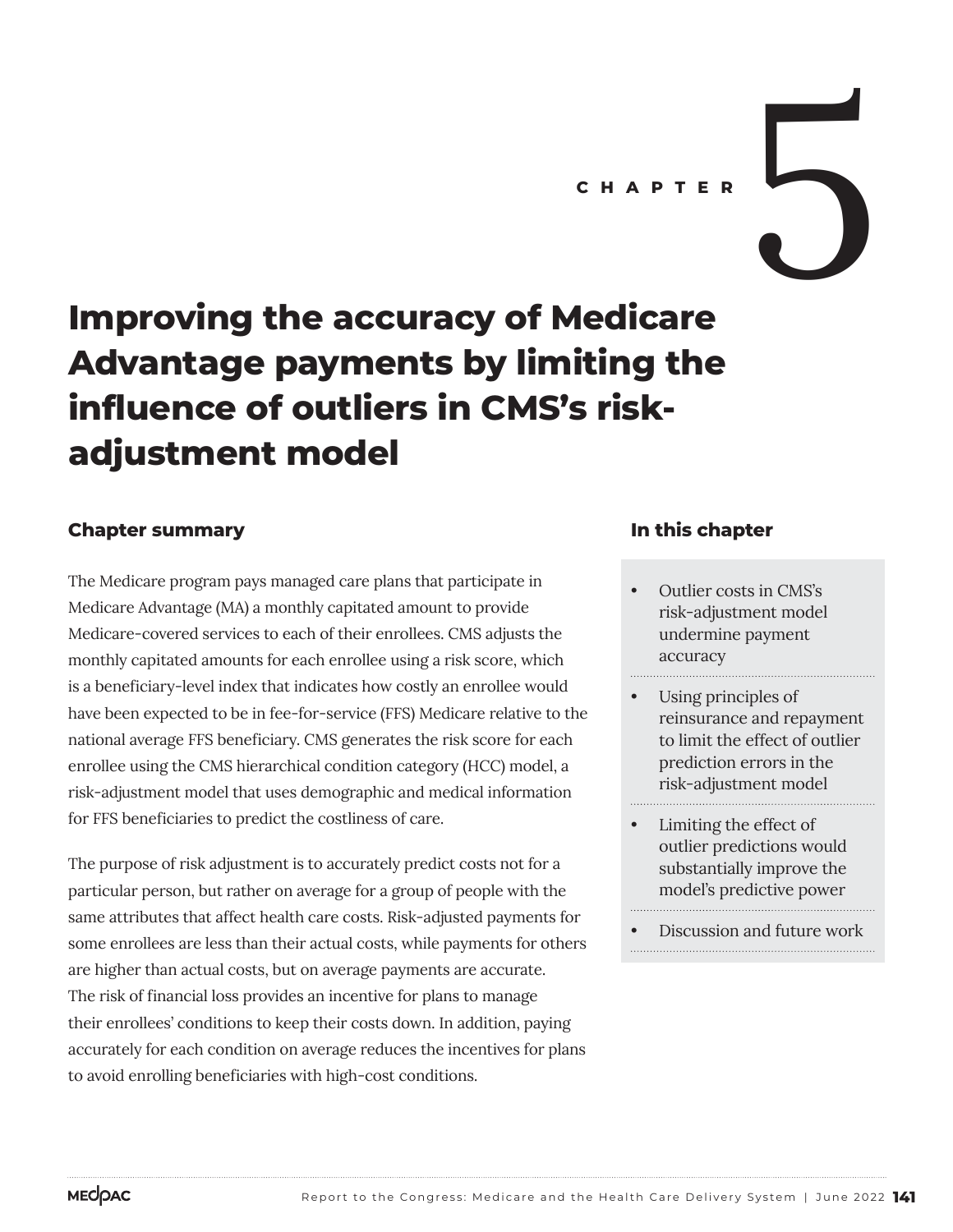CHAPTER 5

# Improving the accuracy of Medicare Advantage payments by limiting the influence of outliers in CMS's risk-adjustment model

## Chapter summary

The Medicare program pays managed care plans that participate in Medicare Advantage (MA) a monthly capitated amount to provide Medicare-covered services to each of their enrollees. CMS adjusts the monthly capitated amounts for each enrollee using a risk score, which is a beneficiary-level index that indicates how costly an enrollee would have been expected to be in fee-for-service (FFS) Medicare relative to the national average FFS beneficiary. CMS generates the risk score for each enrollee using the CMS hierarchical condition category (HCC) model, a risk-adjustment model that uses demographic and medical information for FFS beneficiaries to predict the costliness of care.

The purpose of risk adjustment is to accurately predict costs not for a particular person, but rather on average for a group of people with the same attributes that affect health care costs. Risk-adjusted payments for some enrollees are less than their actual costs, while payments for others are higher than actual costs, but on average payments are accurate. The risk of financial loss provides an incentive for plans to manage their enrollees' conditions to keep their costs down. In addition, paying accurately for each condition on average reduces the incentives for plans to avoid enrolling beneficiaries with high-cost conditions.

## In this chapter

- Outlier costs in CMS's risk-adjustment model undermine payment accuracy
- Using principles of reinsurance and repayment to limit the effect of outlier prediction errors in the risk-adjustment model
- Limiting the effect of outlier predictions would substantially improve the model's predictive power
- Discussion and future work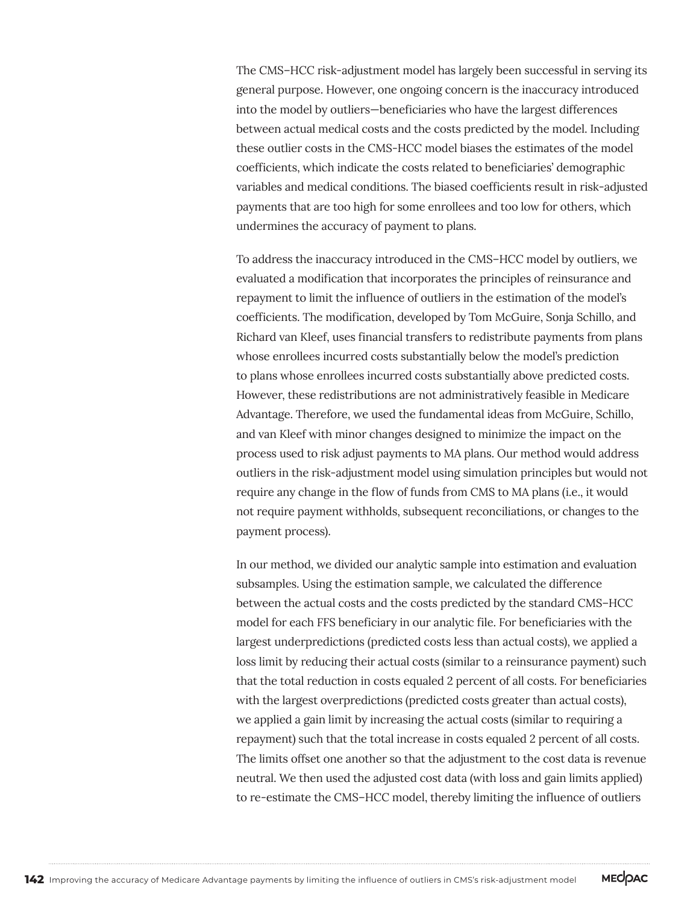The CMS–HCC risk-adjustment model has largely been successful in serving its general purpose. However, one ongoing concern is the inaccuracy introduced into the model by outliers—beneficiaries who have the largest differences between actual medical costs and the costs predicted by the model. Including these outlier costs in the CMS-HCC model biases the estimates of the model coefficients, which indicate the costs related to beneficiaries' demographic variables and medical conditions. The biased coefficients result in risk-adjusted payments that are too high for some enrollees and too low for others, which undermines the accuracy of payment to plans.

To address the inaccuracy introduced in the CMS–HCC model by outliers, we evaluated a modification that incorporates the principles of reinsurance and repayment to limit the influence of outliers in the estimation of the model's coefficients. The modification, developed by Tom McGuire, Sonja Schillo, and Richard van Kleef, uses financial transfers to redistribute payments from plans whose enrollees incurred costs substantially below the model's prediction to plans whose enrollees incurred costs substantially above predicted costs. However, these redistributions are not administratively feasible in Medicare Advantage. Therefore, we used the fundamental ideas from McGuire, Schillo, and van Kleef with minor changes designed to minimize the impact on the process used to risk adjust payments to MA plans. Our method would address outliers in the risk-adjustment model using simulation principles but would not require any change in the flow of funds from CMS to MA plans (i.e., it would not require payment withholds, subsequent reconciliations, or changes to the payment process).

In our method, we divided our analytic sample into estimation and evaluation subsamples. Using the estimation sample, we calculated the difference between the actual costs and the costs predicted by the standard CMS–HCC model for each FFS beneficiary in our analytic file. For beneficiaries with the largest underpredictions (predicted costs less than actual costs), we applied a loss limit by reducing their actual costs (similar to a reinsurance payment) such that the total reduction in costs equaled 2 percent of all costs. For beneficiaries with the largest overpredictions (predicted costs greater than actual costs), we applied a gain limit by increasing the actual costs (similar to requiring a repayment) such that the total increase in costs equaled 2 percent of all costs. The limits offset one another so that the adjustment to the cost data is revenue neutral. We then used the adjusted cost data (with loss and gain limits applied) to re-estimate the CMS–HCC model, thereby limiting the influence of outliers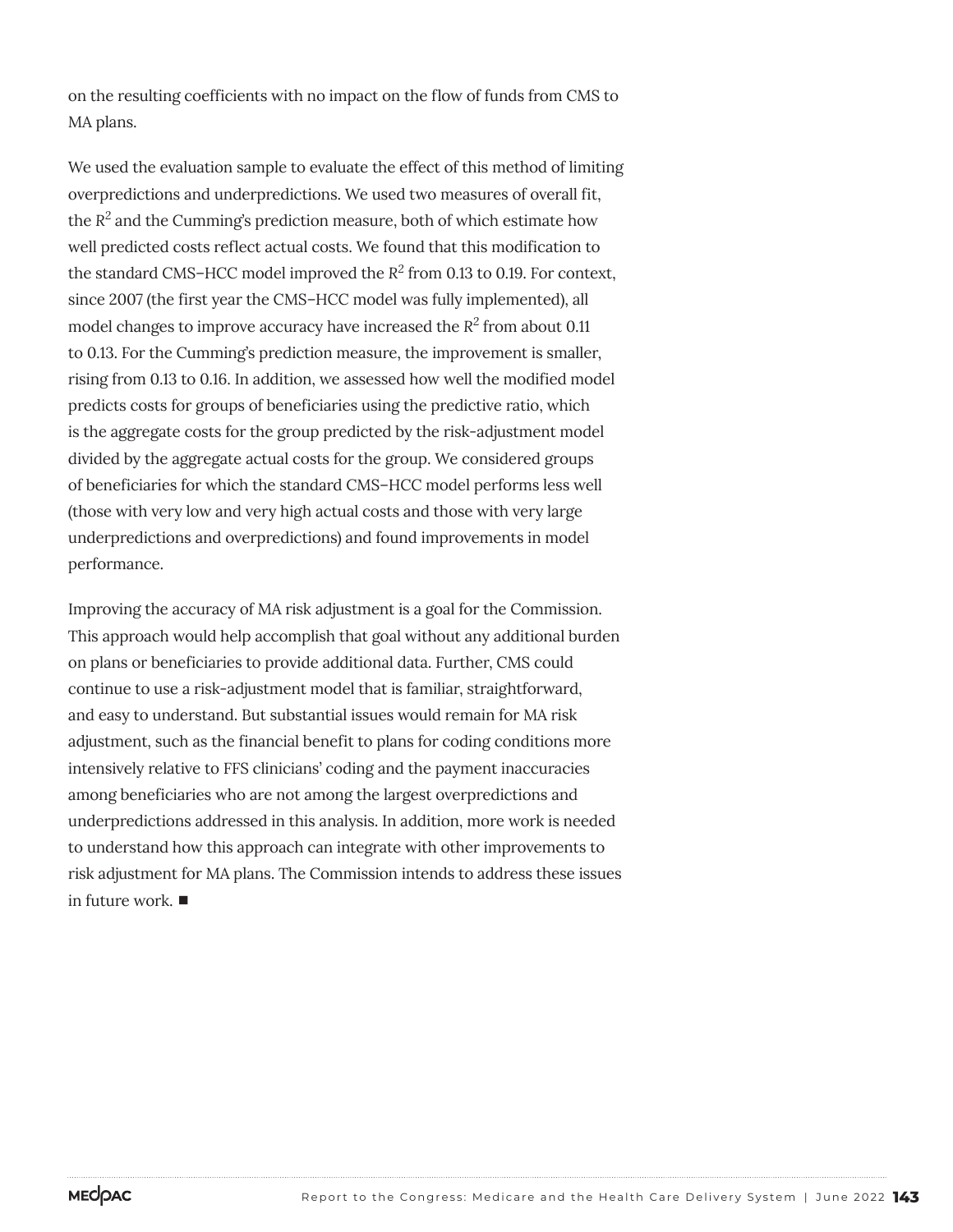on the resulting coefficients with no impact on the flow of funds from CMS to MA plans.

We used the evaluation sample to evaluate the effect of this method of limiting overpredictions and underpredictions. We used two measures of overall fit, the $R^2$ and the Cumming's prediction measure, both of which estimate how well predicted costs reflect actual costs. We found that this modification to the standard CMS–HCC model improved the $R^2$ from 0.13 to 0.19. For context, since 2007 (the first year the CMS–HCC model was fully implemented), all model changes to improve accuracy have increased the $R^2$ from about 0.11 to 0.13. For the Cumming's prediction measure, the improvement is smaller, rising from 0.13 to 0.16. In addition, we assessed how well the modified model predicts costs for groups of beneficiaries using the predictive ratio, which is the aggregate costs for the group predicted by the risk-adjustment model divided by the aggregate actual costs for the group. We considered groups of beneficiaries for which the standard CMS–HCC model performs less well (those with very low and very high actual costs and those with very large underpredictions and overpredictions) and found improvements in model performance.

Improving the accuracy of MA risk adjustment is a goal for the Commission. This approach would help accomplish that goal without any additional burden on plans or beneficiaries to provide additional data. Further, CMS could continue to use a risk-adjustment model that is familiar, straightforward, and easy to understand. But substantial issues would remain for MA risk adjustment, such as the financial benefit to plans for coding conditions more intensively relative to FFS clinicians' coding and the payment inaccuracies among beneficiaries who are not among the largest overpredictions and underpredictions addressed in this analysis. In addition, more work is needed to understand how this approach can integrate with other improvements to risk adjustment for MA plans. The Commission intends to address these issues in future work. ■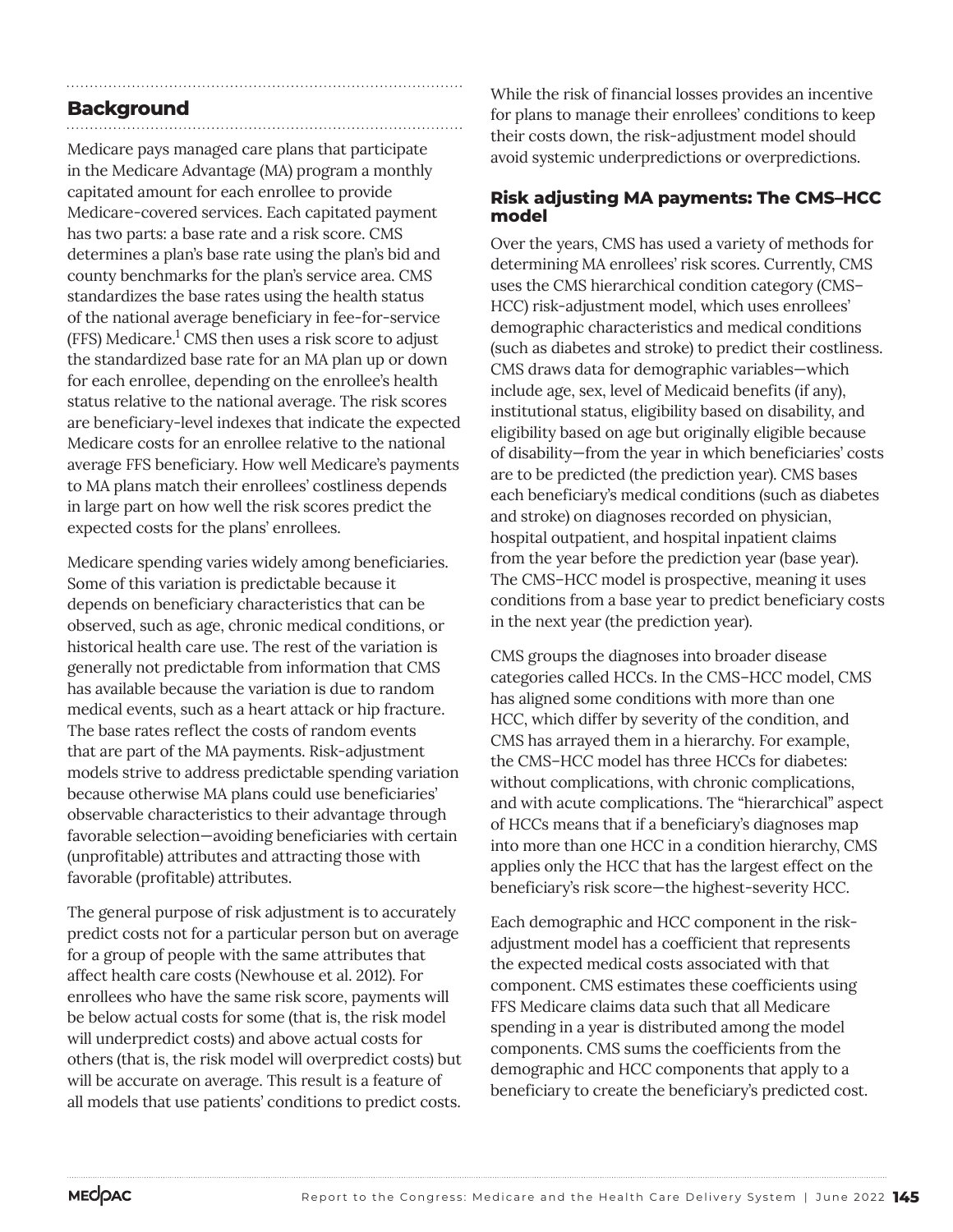## Background

Medicare pays managed care plans that participate in the Medicare Advantage (MA) program a monthly capitated amount for each enrollee to provide Medicare-covered services. Each capitated payment has two parts: a base rate and a risk score. CMS determines a plan's base rate using the plan's bid and county benchmarks for the plan's service area. CMS standardizes the base rates using the health status of the national average beneficiary in fee-for-service (FFS) Medicare.[1] CMS then uses a risk score to adjust the standardized base rate for an MA plan up or down for each enrollee, depending on the enrollee's health status relative to the national average. The risk scores are beneficiary-level indexes that indicate the expected Medicare costs for an enrollee relative to the national average FFS beneficiary. How well Medicare's payments to MA plans match their enrollees' costliness depends in large part on how well the risk scores predict the expected costs for the plans' enrollees.

Medicare spending varies widely among beneficiaries. Some of this variation is predictable because it depends on beneficiary characteristics that can be observed, such as age, chronic medical conditions, or historical health care use. The rest of the variation is generally not predictable from information that CMS has available because the variation is due to random medical events, such as a heart attack or hip fracture. The base rates reflect the costs of random events that are part of the MA payments. Risk-adjustment models strive to address predictable spending variation because otherwise MA plans could use beneficiaries' observable characteristics to their advantage through favorable selection—avoiding beneficiaries with certain (unprofitable) attributes and attracting those with favorable (profitable) attributes.

The general purpose of risk adjustment is to accurately predict costs not for a particular person but on average for a group of people with the same attributes that affect health care costs (Newhouse et al. 2012). For enrollees who have the same risk score, payments will be below actual costs for some (that is, the risk model will underpredict costs) and above actual costs for others (that is, the risk model will overpredict costs) but will be accurate on average. This result is a feature of all models that use patients' conditions to predict costs. While the risk of financial losses provides an incentive for plans to manage their enrollees' conditions to keep their costs down, the risk-adjustment model should avoid systemic underpredictions or overpredictions.

### Risk adjusting MA payments: The CMS–HCC model

Over the years, CMS has used a variety of methods for determining MA enrollees' risk scores. Currently, CMS uses the CMS hierarchical condition category (CMS–HCC) risk-adjustment model, which uses enrollees' demographic characteristics and medical conditions (such as diabetes and stroke) to predict their costliness. CMS draws data for demographic variables—which include age, sex, level of Medicaid benefits (if any), institutional status, eligibility based on disability, and eligibility based on age but originally eligible because of disability—from the year in which beneficiaries' costs are to be predicted (the prediction year). CMS bases each beneficiary's medical conditions (such as diabetes and stroke) on diagnoses recorded on physician, hospital outpatient, and hospital inpatient claims from the year before the prediction year (base year). The CMS–HCC model is prospective, meaning it uses conditions from a base year to predict beneficiary costs in the next year (the prediction year).

CMS groups the diagnoses into broader disease categories called HCCs. In the CMS–HCC model, CMS has aligned some conditions with more than one HCC, which differ by severity of the condition, and CMS has arrayed them in a hierarchy. For example, the CMS–HCC model has three HCCs for diabetes: without complications, with chronic complications, and with acute complications. The "hierarchical" aspect of HCCs means that if a beneficiary's diagnoses map into more than one HCC in a condition hierarchy, CMS applies only the HCC that has the largest effect on the beneficiary's risk score—the highest-severity HCC.

Each demographic and HCC component in the risk-adjustment model has a coefficient that represents the expected medical costs associated with that component. CMS estimates these coefficients using FFS Medicare claims data such that all Medicare spending in a year is distributed among the model components. CMS sums the coefficients from the demographic and HCC components that apply to a beneficiary to create the beneficiary's predicted cost.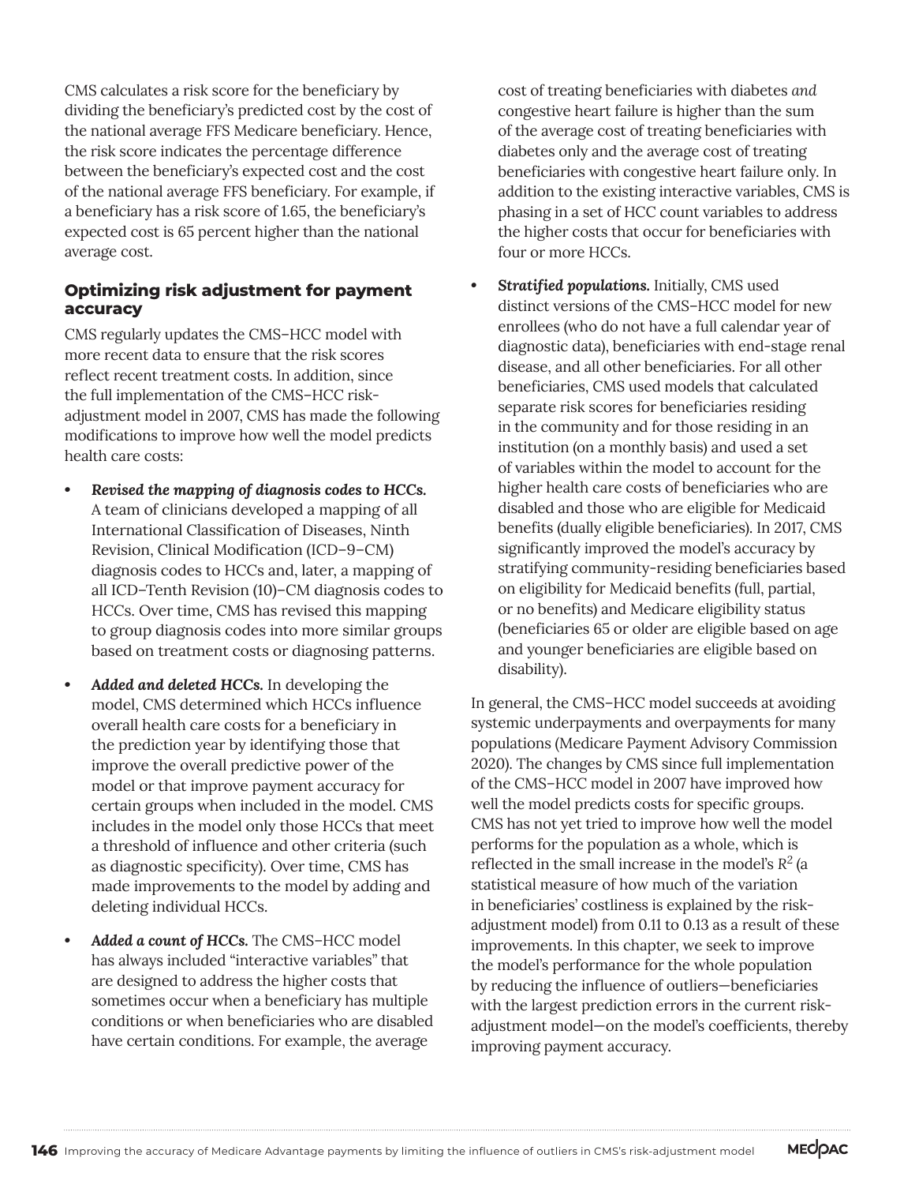CMS calculates a risk score for the beneficiary by dividing the beneficiary's predicted cost by the cost of the national average FFS Medicare beneficiary. Hence, the risk score indicates the percentage difference between the beneficiary's expected cost and the cost of the national average FFS beneficiary. For example, if a beneficiary has a risk score of 1.65, the beneficiary's expected cost is 65 percent higher than the national average cost.

### Optimizing risk adjustment for payment accuracy

CMS regularly updates the CMS–HCC model with more recent data to ensure that the risk scores reflect recent treatment costs. In addition, since the full implementation of the CMS–HCC risk-adjustment model in 2007, CMS has made the following modifications to improve how well the model predicts health care costs:

- ***Revised the mapping of diagnosis codes to HCCs.*** A team of clinicians developed a mapping of all International Classification of Diseases, Ninth Revision, Clinical Modification (ICD–9–CM) diagnosis codes to HCCs and, later, a mapping of all ICD–Tenth Revision (10)–CM diagnosis codes to HCCs. Over time, CMS has revised this mapping to group diagnosis codes into more similar groups based on treatment costs or diagnosing patterns.
- ***Added and deleted HCCs.*** In developing the model, CMS determined which HCCs influence overall health care costs for a beneficiary in the prediction year by identifying those that improve the overall predictive power of the model or that improve payment accuracy for certain groups when included in the model. CMS includes in the model only those HCCs that meet a threshold of influence and other criteria (such as diagnostic specificity). Over time, CMS has made improvements to the model by adding and deleting individual HCCs.
- ***Added a count of HCCs.*** The CMS–HCC model has always included "interactive variables" that are designed to address the higher costs that sometimes occur when a beneficiary has multiple conditions or when beneficiaries who are disabled have certain conditions. For example, the average cost of treating beneficiaries with diabetes *and* congestive heart failure is higher than the sum of the average cost of treating beneficiaries with diabetes only and the average cost of treating beneficiaries with congestive heart failure only. In addition to the existing interactive variables, CMS is phasing in a set of HCC count variables to address the higher costs that occur for beneficiaries with four or more HCCs.
- ***Stratified populations.*** Initially, CMS used distinct versions of the CMS–HCC model for new enrollees (who do not have a full calendar year of diagnostic data), beneficiaries with end-stage renal disease, and all other beneficiaries. For all other beneficiaries, CMS used models that calculated separate risk scores for beneficiaries residing in the community and for those residing in an institution (on a monthly basis) and used a set of variables within the model to account for the higher health care costs of beneficiaries who are disabled and those who are eligible for Medicaid benefits (dually eligible beneficiaries). In 2017, CMS significantly improved the model's accuracy by stratifying community-residing beneficiaries based on eligibility for Medicaid benefits (full, partial, or no benefits) and Medicare eligibility status (beneficiaries 65 or older are eligible based on age and younger beneficiaries are eligible based on disability).

In general, the CMS–HCC model succeeds at avoiding systemic underpayments and overpayments for many populations (Medicare Payment Advisory Commission 2020). The changes by CMS since full implementation of the CMS–HCC model in 2007 have improved how well the model predicts costs for specific groups. CMS has not yet tried to improve how well the model performs for the population as a whole, which is reflected in the small increase in the model's $R^2$ (a statistical measure of how much of the variation in beneficiaries' costliness is explained by the risk-adjustment model) from 0.11 to 0.13 as a result of these improvements. In this chapter, we seek to improve the model's performance for the whole population by reducing the influence of outliers—beneficiaries with the largest prediction errors in the current risk-adjustment model—on the model's coefficients, thereby improving payment accuracy.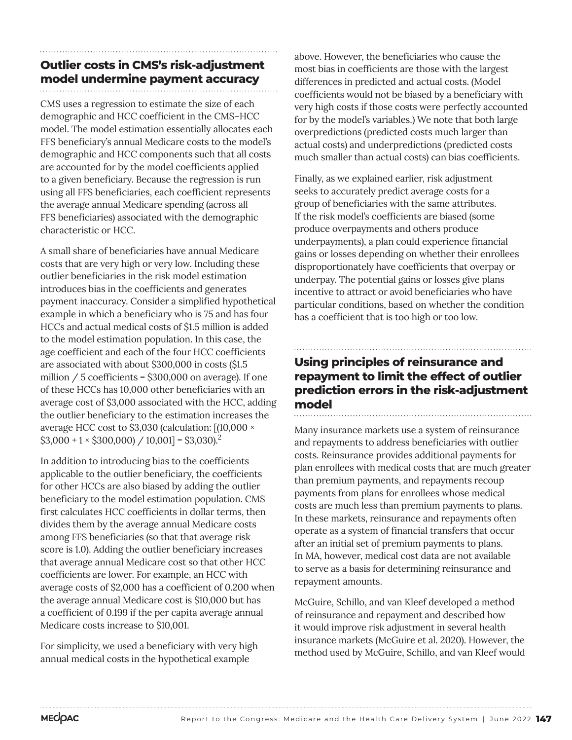## Outlier costs in CMS's risk-adjustment model undermine payment accuracy

CMS uses a regression to estimate the size of each demographic and HCC coefficient in the CMS–HCC model. The model estimation essentially allocates each FFS beneficiary's annual Medicare costs to the model's demographic and HCC components such that all costs are accounted for by the model coefficients applied to a given beneficiary. Because the regression is run using all FFS beneficiaries, each coefficient represents the average annual Medicare spending (across all FFS beneficiaries) associated with the demographic characteristic or HCC.

A small share of beneficiaries have annual Medicare costs that are very high or very low. Including these outlier beneficiaries in the risk model estimation introduces bias in the coefficients and generates payment inaccuracy. Consider a simplified hypothetical example in which a beneficiary who is 75 and has four HCCs and actual medical costs of $1.5 million is added to the model estimation population. In this case, the age coefficient and each of the four HCC coefficients are associated with about $300,000 in costs ($1.5 million / 5 coefficients = $300,000 on average). If one of these HCCs has 10,000 other beneficiaries with an average cost of $3,000 associated with the HCC, adding the outlier beneficiary to the estimation increases the average HCC cost to $3,030 (calculation: [(10,000 × $3,000 + 1 × $300,000) / 10,001] = $3,030).[2]

In addition to introducing bias to the coefficients applicable to the outlier beneficiary, the coefficients for other HCCs are also biased by adding the outlier beneficiary to the model estimation population. CMS first calculates HCC coefficients in dollar terms, then divides them by the average annual Medicare costs among FFS beneficiaries (so that that average risk score is 1.0). Adding the outlier beneficiary increases that average annual Medicare cost so that other HCC coefficients are lower. For example, an HCC with average costs of $2,000 has a coefficient of 0.200 when the average annual Medicare cost is $10,000 but has a coefficient of 0.199 if the per capita average annual Medicare costs increase to $10,001.

For simplicity, we used a beneficiary with very high annual medical costs in the hypothetical example above. However, the beneficiaries who cause the most bias in coefficients are those with the largest differences in predicted and actual costs. (Model coefficients would not be biased by a beneficiary with very high costs if those costs were perfectly accounted for by the model's variables.) We note that both large overpredictions (predicted costs much larger than actual costs) and underpredictions (predicted costs much smaller than actual costs) can bias coefficients.

Finally, as we explained earlier, risk adjustment seeks to accurately predict average costs for a group of beneficiaries with the same attributes. If the risk model's coefficients are biased (some produce overpayments and others produce underpayments), a plan could experience financial gains or losses depending on whether their enrollees disproportionately have coefficients that overpay or underpay. The potential gains or losses give plans incentive to attract or avoid beneficiaries who have particular conditions, based on whether the condition has a coefficient that is too high or too low.

## Using principles of reinsurance and repayment to limit the effect of outlier prediction errors in the risk-adjustment model

Many insurance markets use a system of reinsurance and repayments to address beneficiaries with outlier costs. Reinsurance provides additional payments for plan enrollees with medical costs that are much greater than premium payments, and repayments recoup payments from plans for enrollees whose medical costs are much less than premium payments to plans. In these markets, reinsurance and repayments often operate as a system of financial transfers that occur after an initial set of premium payments to plans. In MA, however, medical cost data are not available to serve as a basis for determining reinsurance and repayment amounts.

McGuire, Schillo, and van Kleef developed a method of reinsurance and repayment and described how it would improve risk adjustment in several health insurance markets (McGuire et al. 2020). However, the method used by McGuire, Schillo, and van Kleef would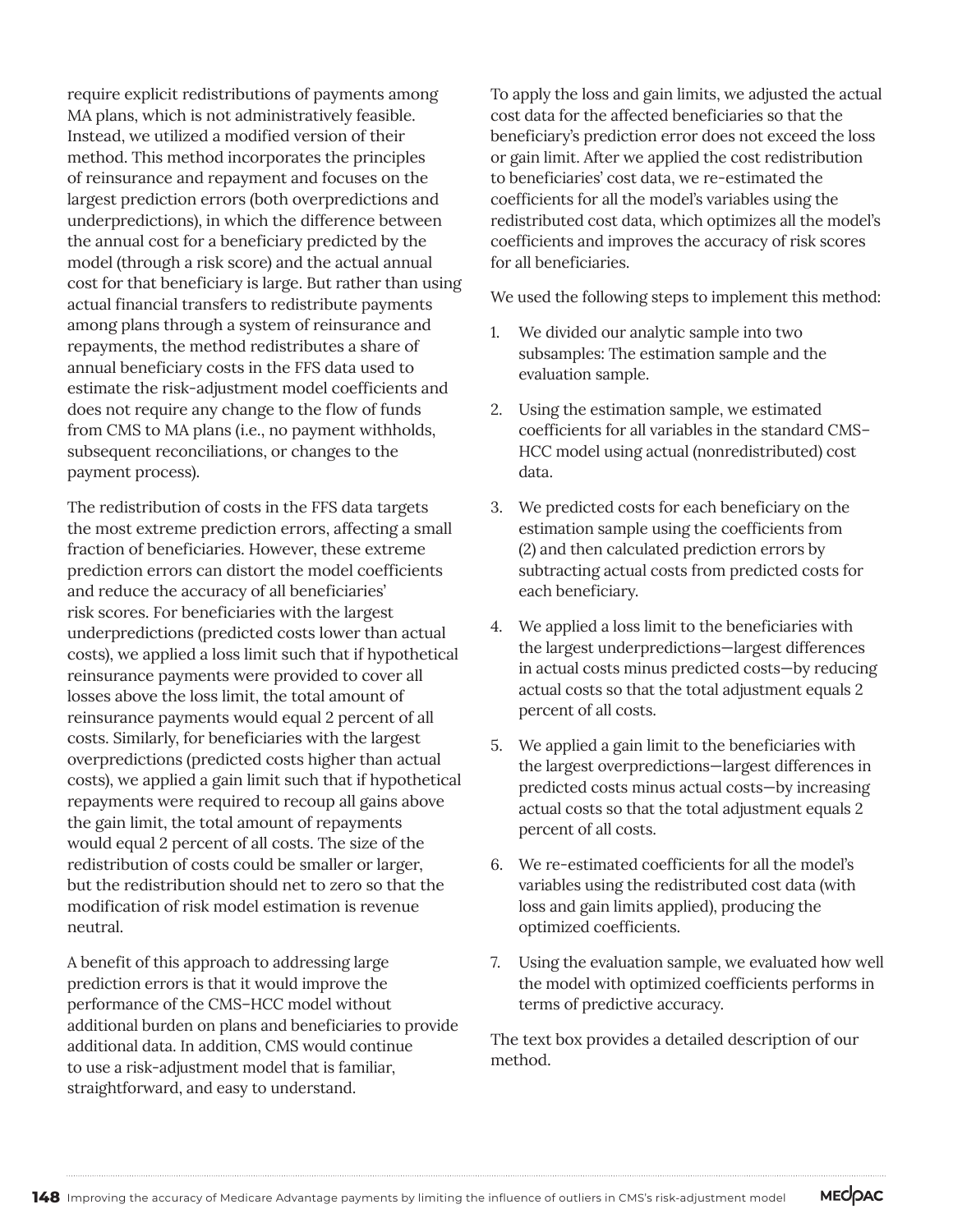require explicit redistributions of payments among MA plans, which is not administratively feasible. Instead, we utilized a modified version of their method. This method incorporates the principles of reinsurance and repayment and focuses on the largest prediction errors (both overpredictions and underpredictions), in which the difference between the annual cost for a beneficiary predicted by the model (through a risk score) and the actual annual cost for that beneficiary is large. But rather than using actual financial transfers to redistribute payments among plans through a system of reinsurance and repayments, the method redistributes a share of annual beneficiary costs in the FFS data used to estimate the risk-adjustment model coefficients and does not require any change to the flow of funds from CMS to MA plans (i.e., no payment withholds, subsequent reconciliations, or changes to the payment process).

The redistribution of costs in the FFS data targets the most extreme prediction errors, affecting a small fraction of beneficiaries. However, these extreme prediction errors can distort the model coefficients and reduce the accuracy of all beneficiaries' risk scores. For beneficiaries with the largest underpredictions (predicted costs lower than actual costs), we applied a loss limit such that if hypothetical reinsurance payments were provided to cover all losses above the loss limit, the total amount of reinsurance payments would equal 2 percent of all costs. Similarly, for beneficiaries with the largest overpredictions (predicted costs higher than actual costs), we applied a gain limit such that if hypothetical repayments were required to recoup all gains above the gain limit, the total amount of repayments would equal 2 percent of all costs. The size of the redistribution of costs could be smaller or larger, but the redistribution should net to zero so that the modification of risk model estimation is revenue neutral.

A benefit of this approach to addressing large prediction errors is that it would improve the performance of the CMS–HCC model without additional burden on plans and beneficiaries to provide additional data. In addition, CMS would continue to use a risk-adjustment model that is familiar, straightforward, and easy to understand.

To apply the loss and gain limits, we adjusted the actual cost data for the affected beneficiaries so that the beneficiary's prediction error does not exceed the loss or gain limit. After we applied the cost redistribution to beneficiaries' cost data, we re-estimated the coefficients for all the model's variables using the redistributed cost data, which optimizes all the model's coefficients and improves the accuracy of risk scores for all beneficiaries.

We used the following steps to implement this method:

1. We divided our analytic sample into two subsamples: The estimation sample and the evaluation sample.
2. Using the estimation sample, we estimated coefficients for all variables in the standard CMS–HCC model using actual (nonredistributed) cost data.
3. We predicted costs for each beneficiary on the estimation sample using the coefficients from (2) and then calculated prediction errors by subtracting actual costs from predicted costs for each beneficiary.
4. We applied a loss limit to the beneficiaries with the largest underpredictions—largest differences in actual costs minus predicted costs—by reducing actual costs so that the total adjustment equals 2 percent of all costs.
5. We applied a gain limit to the beneficiaries with the largest overpredictions—largest differences in predicted costs minus actual costs—by increasing actual costs so that the total adjustment equals 2 percent of all costs.
6. We re-estimated coefficients for all the model's variables using the redistributed cost data (with loss and gain limits applied), producing the optimized coefficients.
7. Using the evaluation sample, we evaluated how well the model with optimized coefficients performs in terms of predictive accuracy.

The text box provides a detailed description of our method.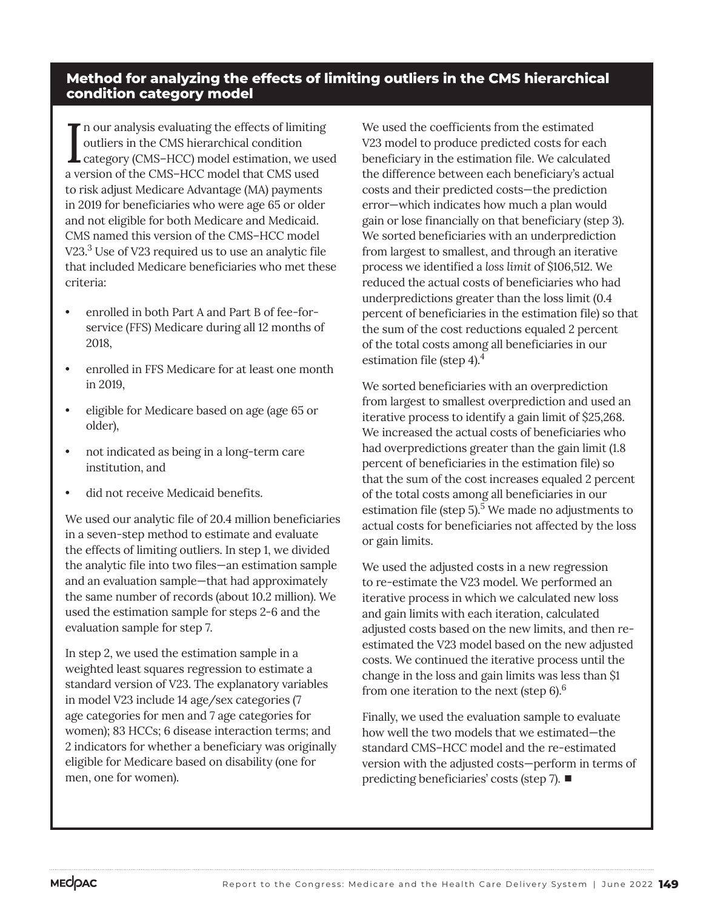## Method for analyzing the effects of limiting outliers in the CMS hierarchical condition category model

In our analysis evaluating the effects of limiting outliers in the CMS hierarchical condition category (CMS–HCC) model estimation, we used a version of the CMS–HCC model that CMS used to risk adjust Medicare Advantage (MA) payments in 2019 for beneficiaries who were age 65 or older and not eligible for both Medicare and Medicaid. CMS named this version of the CMS–HCC model V23.[3] Use of V23 required us to use an analytic file that included Medicare beneficiaries who met these criteria:

- enrolled in both Part A and Part B of fee-for-service (FFS) Medicare during all 12 months of 2018,
- enrolled in FFS Medicare for at least one month in 2019,
- eligible for Medicare based on age (age 65 or older),
- not indicated as being in a long-term care institution, and
- did not receive Medicaid benefits.

We used our analytic file of 20.4 million beneficiaries in a seven-step method to estimate and evaluate the effects of limiting outliers. In step 1, we divided the analytic file into two files—an estimation sample and an evaluation sample—that had approximately the same number of records (about 10.2 million). We used the estimation sample for steps 2-6 and the evaluation sample for step 7.

In step 2, we used the estimation sample in a weighted least squares regression to estimate a standard version of V23. The explanatory variables in model V23 include 14 age/sex categories (7 age categories for men and 7 age categories for women); 83 HCCs; 6 disease interaction terms; and 2 indicators for whether a beneficiary was originally eligible for Medicare based on disability (one for men, one for women).

We used the coefficients from the estimated V23 model to produce predicted costs for each beneficiary in the estimation file. We calculated the difference between each beneficiary's actual costs and their predicted costs—the prediction error—which indicates how much a plan would gain or lose financially on that beneficiary (step 3). We sorted beneficiaries with an underprediction from largest to smallest, and through an iterative process we identified a *loss limit* of $106,512. We reduced the actual costs of beneficiaries who had underpredictions greater than the loss limit (0.4 percent of beneficiaries in the estimation file) so that the sum of the cost reductions equaled 2 percent of the total costs among all beneficiaries in our estimation file (step 4).[4]

We sorted beneficiaries with an overprediction from largest to smallest overprediction and used an iterative process to identify a gain limit of $25,268. We increased the actual costs of beneficiaries who had overpredictions greater than the gain limit (1.8 percent of beneficiaries in the estimation file) so that the sum of the cost increases equaled 2 percent of the total costs among all beneficiaries in our estimation file (step 5).[5] We made no adjustments to actual costs for beneficiaries not affected by the loss or gain limits.

We used the adjusted costs in a new regression to re-estimate the V23 model. We performed an iterative process in which we calculated new loss and gain limits with each iteration, calculated adjusted costs based on the new limits, and then re-estimated the V23 model based on the new adjusted costs. We continued the iterative process until the change in the loss and gain limits was less than $1 from one iteration to the next (step 6).[6]

Finally, we used the evaluation sample to evaluate how well the two models that we estimated—the standard CMS–HCC model and the re-estimated version with the adjusted costs—perform in terms of predicting beneficiaries' costs (step 7). ■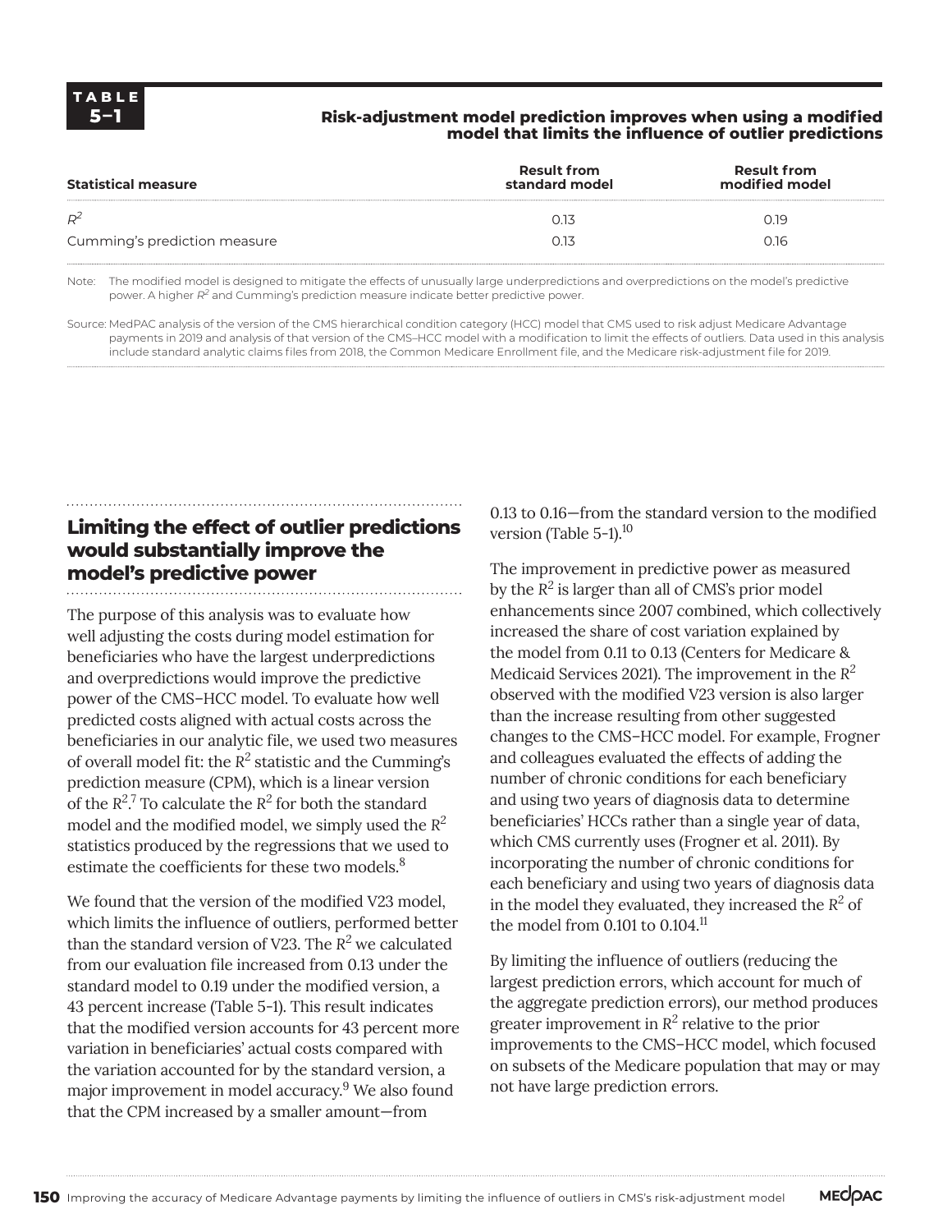**TABLE 5–1**

**Risk-adjustment model prediction improves when using a modified model that limits the influence of outlier predictions**

| Statistical measure | Result from standard model | Result from modified model |
|---|---|---|
| $R^2$ | 0.13 | 0.19 |
| Cumming's prediction measure | 0.13 | 0.16 |

Note: The modified model is designed to mitigate the effects of unusually large underpredictions and overpredictions on the model's predictive power. A higher $R^2$ and Cumming's prediction measure indicate better predictive power.

Source: MedPAC analysis of the version of the CMS hierarchical condition category (HCC) model that CMS used to risk adjust Medicare Advantage payments in 2019 and analysis of that version of the CMS–HCC model with a modification to limit the effects of outliers. Data used in this analysis include standard analytic claims files from 2018, the Common Medicare Enrollment file, and the Medicare risk-adjustment file for 2019.

## Limiting the effect of outlier predictions would substantially improve the model's predictive power

The purpose of this analysis was to evaluate how well adjusting the costs during model estimation for beneficiaries who have the largest underpredictions and overpredictions would improve the predictive power of the CMS–HCC model. To evaluate how well predicted costs aligned with actual costs across the beneficiaries in our analytic file, we used two measures of overall model fit: the $R^2$ statistic and the Cumming's prediction measure (CPM), which is a linear version of the $R^2$.[7] To calculate the $R^2$ for both the standard model and the modified model, we simply used the $R^2$ statistics produced by the regressions that we used to estimate the coefficients for these two models.[8]

We found that the version of the modified V23 model, which limits the influence of outliers, performed better than the standard version of V23. The $R^2$ we calculated from our evaluation file increased from 0.13 under the standard model to 0.19 under the modified version, a 43 percent increase (Table 5-1). This result indicates that the modified version accounts for 43 percent more variation in beneficiaries' actual costs compared with the variation accounted for by the standard version, a major improvement in model accuracy.[9] We also found that the CPM increased by a smaller amount—from 0.13 to 0.16—from the standard version to the modified version (Table 5-1).[10]

The improvement in predictive power as measured by the $R^2$ is larger than all of CMS's prior model enhancements since 2007 combined, which collectively increased the share of cost variation explained by the model from 0.11 to 0.13 (Centers for Medicare & Medicaid Services 2021). The improvement in the $R^2$ observed with the modified V23 version is also larger than the increase resulting from other suggested changes to the CMS–HCC model. For example, Frogner and colleagues evaluated the effects of adding the number of chronic conditions for each beneficiary and using two years of diagnosis data to determine beneficiaries' HCCs rather than a single year of data, which CMS currently uses (Frogner et al. 2011). By incorporating the number of chronic conditions for each beneficiary and using two years of diagnosis data in the model they evaluated, they increased the $R^2$ of the model from 0.101 to 0.104.[11]

By limiting the influence of outliers (reducing the largest prediction errors, which account for much of the aggregate prediction errors), our method produces greater improvement in $R^2$ relative to the prior improvements to the CMS–HCC model, which focused on subsets of the Medicare population that may or may not have large prediction errors.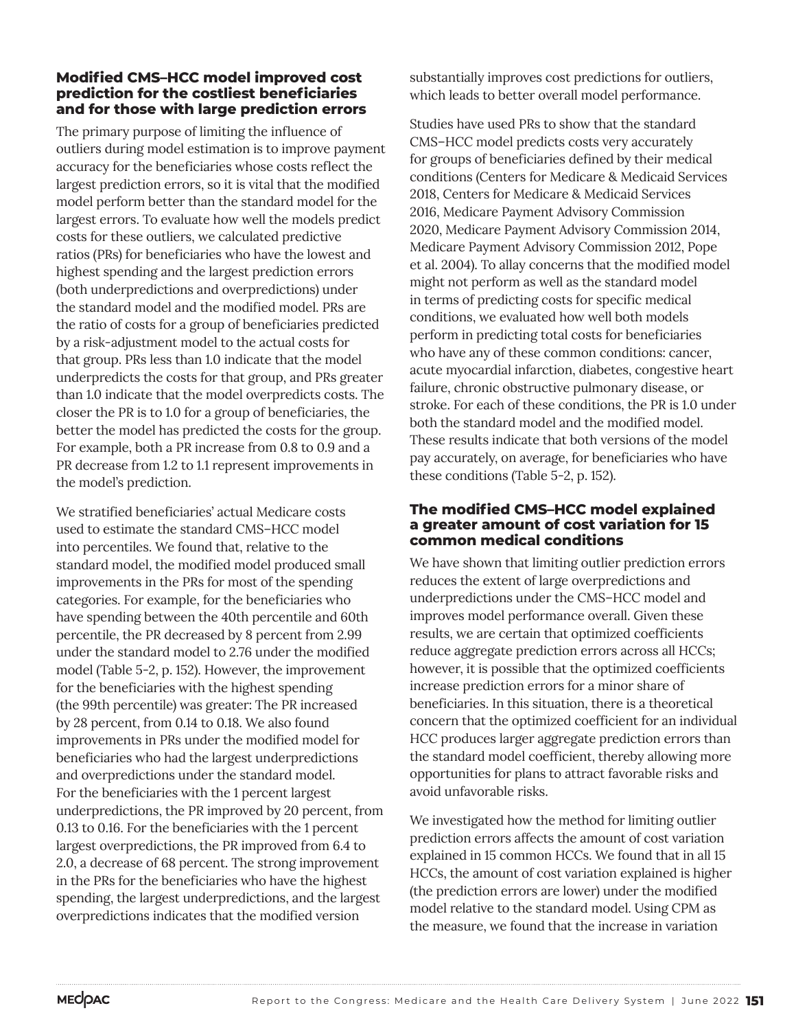### Modified CMS–HCC model improved cost prediction for the costliest beneficiaries and for those with large prediction errors

The primary purpose of limiting the influence of outliers during model estimation is to improve payment accuracy for the beneficiaries whose costs reflect the largest prediction errors, so it is vital that the modified model perform better than the standard model for the largest errors. To evaluate how well the models predict costs for these outliers, we calculated predictive ratios (PRs) for beneficiaries who have the lowest and highest spending and the largest prediction errors (both underpredictions and overpredictions) under the standard model and the modified model. PRs are the ratio of costs for a group of beneficiaries predicted by a risk-adjustment model to the actual costs for that group. PRs less than 1.0 indicate that the model underpredicts the costs for that group, and PRs greater than 1.0 indicate that the model overpredicts costs. The closer the PR is to 1.0 for a group of beneficiaries, the better the model has predicted the costs for the group. For example, both a PR increase from 0.8 to 0.9 and a PR decrease from 1.2 to 1.1 represent improvements in the model's prediction.

We stratified beneficiaries' actual Medicare costs used to estimate the standard CMS–HCC model into percentiles. We found that, relative to the standard model, the modified model produced small improvements in the PRs for most of the spending categories. For example, for the beneficiaries who have spending between the 40th percentile and 60th percentile, the PR decreased by 8 percent from 2.99 under the standard model to 2.76 under the modified model (Table 5-2, p. 152). However, the improvement for the beneficiaries with the highest spending (the 99th percentile) was greater: The PR increased by 28 percent, from 0.14 to 0.18. We also found improvements in PRs under the modified model for beneficiaries who had the largest underpredictions and overpredictions under the standard model. For the beneficiaries with the 1 percent largest underpredictions, the PR improved by 20 percent, from 0.13 to 0.16. For the beneficiaries with the 1 percent largest overpredictions, the PR improved from 6.4 to 2.0, a decrease of 68 percent. The strong improvement in the PRs for the beneficiaries who have the highest spending, the largest underpredictions, and the largest overpredictions indicates that the modified version substantially improves cost predictions for outliers, which leads to better overall model performance.

Studies have used PRs to show that the standard CMS–HCC model predicts costs very accurately for groups of beneficiaries defined by their medical conditions (Centers for Medicare & Medicaid Services 2018, Centers for Medicare & Medicaid Services 2016, Medicare Payment Advisory Commission 2020, Medicare Payment Advisory Commission 2014, Medicare Payment Advisory Commission 2012, Pope et al. 2004). To allay concerns that the modified model might not perform as well as the standard model in terms of predicting costs for specific medical conditions, we evaluated how well both models perform in predicting total costs for beneficiaries who have any of these common conditions: cancer, acute myocardial infarction, diabetes, congestive heart failure, chronic obstructive pulmonary disease, or stroke. For each of these conditions, the PR is 1.0 under both the standard model and the modified model. These results indicate that both versions of the model pay accurately, on average, for beneficiaries who have these conditions (Table 5-2, p. 152).

### The modified CMS–HCC model explained a greater amount of cost variation for 15 common medical conditions

We have shown that limiting outlier prediction errors reduces the extent of large overpredictions and underpredictions under the CMS–HCC model and improves model performance overall. Given these results, we are certain that optimized coefficients reduce aggregate prediction errors across all HCCs; however, it is possible that the optimized coefficients increase prediction errors for a minor share of beneficiaries. In this situation, there is a theoretical concern that the optimized coefficient for an individual HCC produces larger aggregate prediction errors than the standard model coefficient, thereby allowing more opportunities for plans to attract favorable risks and avoid unfavorable risks.

We investigated how the method for limiting outlier prediction errors affects the amount of cost variation explained in 15 common HCCs. We found that in all 15 HCCs, the amount of cost variation explained is higher (the prediction errors are lower) under the modified model relative to the standard model. Using CPM as the measure, we found that the increase in variation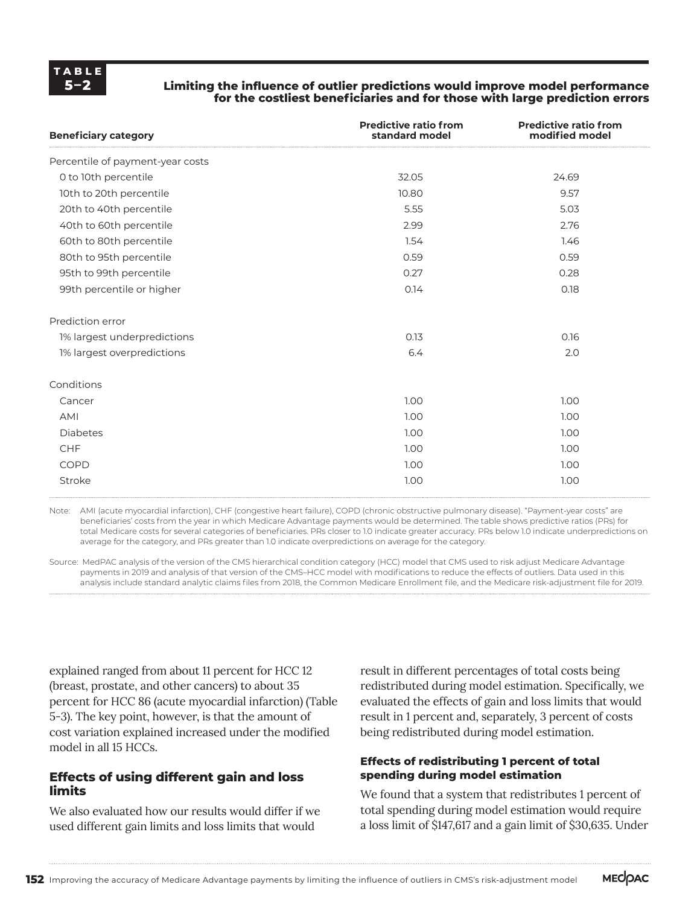**TABLE 5–2**

**Limiting the influence of outlier predictions would improve model performance for the costliest beneficiaries and for those with large prediction errors**

| Beneficiary category | Predictive ratio from standard model | Predictive ratio from modified model |
|---|---|---|
| Percentile of payment-year costs | | |
| 0 to 10th percentile | 32.05 | 24.69 |
| 10th to 20th percentile | 10.80 | 9.57 |
| 20th to 40th percentile | 5.55 | 5.03 |
| 40th to 60th percentile | 2.99 | 2.76 |
| 60th to 80th percentile | 1.54 | 1.46 |
| 80th to 95th percentile | 0.59 | 0.59 |
| 95th to 99th percentile | 0.27 | 0.28 |
| 99th percentile or higher | 0.14 | 0.18 |
| Prediction error | | |
| 1% largest underpredictions | 0.13 | 0.16 |
| 1% largest overpredictions | 6.4 | 2.0 |
| Conditions | | |
| Cancer | 1.00 | 1.00 |
| AMI | 1.00 | 1.00 |
| Diabetes | 1.00 | 1.00 |
| CHF | 1.00 | 1.00 |
| COPD | 1.00 | 1.00 |
| Stroke | 1.00 | 1.00 |

Note: AMI (acute myocardial infarction), CHF (congestive heart failure), COPD (chronic obstructive pulmonary disease). "Payment-year costs" are beneficiaries' costs from the year in which Medicare Advantage payments would be determined. The table shows predictive ratios (PRs) for total Medicare costs for several categories of beneficiaries. PRs closer to 1.0 indicate greater accuracy. PRs below 1.0 indicate underpredictions on average for the category, and PRs greater than 1.0 indicate overpredictions on average for the category.

Source: MedPAC analysis of the version of the CMS hierarchical condition category (HCC) model that CMS used to risk adjust Medicare Advantage payments in 2019 and analysis of that version of the CMS–HCC model with modifications to reduce the effects of outliers. Data used in this analysis include standard analytic claims files from 2018, the Common Medicare Enrollment file, and the Medicare risk-adjustment file for 2019.

explained ranged from about 11 percent for HCC 12 (breast, prostate, and other cancers) to about 35 percent for HCC 86 (acute myocardial infarction) (Table 5-3). The key point, however, is that the amount of cost variation explained increased under the modified model in all 15 HCCs.

## Effects of using different gain and loss limits

We also evaluated how our results would differ if we used different gain limits and loss limits that would result in different percentages of total costs being redistributed during model estimation. Specifically, we evaluated the effects of gain and loss limits that would result in 1 percent and, separately, 3 percent of costs being redistributed during model estimation.

### Effects of redistributing 1 percent of total spending during model estimation

We found that a system that redistributes 1 percent of total spending during model estimation would require a loss limit of $147,617 and a gain limit of $30,635. Under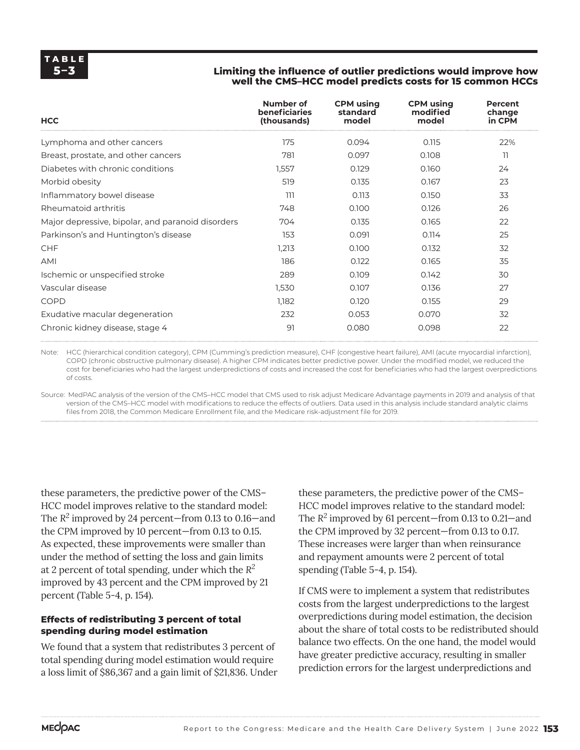**TABLE 5–3**

**Limiting the influence of outlier predictions would improve how well the CMS–HCC model predicts costs for 15 common HCCs**

| HCC | Number of beneficiaries (thousands) | CPM using standard model | CPM using modified model | Percent change in CPM |
|---|---|---|---|---|
| Lymphoma and other cancers | 175 | 0.094 | 0.115 | 22% |
| Breast, prostate, and other cancers | 781 | 0.097 | 0.108 | 11 |
| Diabetes with chronic conditions | 1,557 | 0.129 | 0.160 | 24 |
| Morbid obesity | 519 | 0.135 | 0.167 | 23 |
| Inflammatory bowel disease | 111 | 0.113 | 0.150 | 33 |
| Rheumatoid arthritis | 748 | 0.100 | 0.126 | 26 |
| Major depressive, bipolar, and paranoid disorders | 704 | 0.135 | 0.165 | 22 |
| Parkinson's and Huntington's disease | 153 | 0.091 | 0.114 | 25 |
| CHF | 1,213 | 0.100 | 0.132 | 32 |
| AMI | 186 | 0.122 | 0.165 | 35 |
| Ischemic or unspecified stroke | 289 | 0.109 | 0.142 | 30 |
| Vascular disease | 1,530 | 0.107 | 0.136 | 27 |
| COPD | 1,182 | 0.120 | 0.155 | 29 |
| Exudative macular degeneration | 232 | 0.053 | 0.070 | 32 |
| Chronic kidney disease, stage 4 | 91 | 0.080 | 0.098 | 22 |

Note: HCC (hierarchical condition category), CPM (Cumming's prediction measure), CHF (congestive heart failure), AMI (acute myocardial infarction), COPD (chronic obstructive pulmonary disease). A higher CPM indicates better predictive power. Under the modified model, we reduced the cost for beneficiaries who had the largest underpredictions of costs and increased the cost for beneficiaries who had the largest overpredictions of costs.

Source: MedPAC analysis of the version of the CMS–HCC model that CMS used to risk adjust Medicare Advantage payments in 2019 and analysis of that version of the CMS–HCC model with modifications to reduce the effects of outliers. Data used in this analysis include standard analytic claims files from 2018, the Common Medicare Enrollment file, and the Medicare risk-adjustment file for 2019.

these parameters, the predictive power of the CMS–HCC model improves relative to the standard model: The $R^2$ improved by 24 percent—from 0.13 to 0.16—and the CPM improved by 10 percent—from 0.13 to 0.15. As expected, these improvements were smaller than under the method of setting the loss and gain limits at 2 percent of total spending, under which the $R^2$ improved by 43 percent and the CPM improved by 21 percent (Table 5-4, p. 154).

#### Effects of redistributing 3 percent of total spending during model estimation

We found that a system that redistributes 3 percent of total spending during model estimation would require a loss limit of $86,367 and a gain limit of $21,836. Under these parameters, the predictive power of the CMS–HCC model improves relative to the standard model: The $R^2$ improved by 61 percent—from 0.13 to 0.21—and the CPM improved by 32 percent—from 0.13 to 0.17. These increases were larger than when reinsurance and repayment amounts were 2 percent of total spending (Table 5-4, p. 154).

If CMS were to implement a system that redistributes costs from the largest underpredictions to the largest overpredictions during model estimation, the decision about the share of total costs to be redistributed should balance two effects. On the one hand, the model would have greater predictive accuracy, resulting in smaller prediction errors for the largest underpredictions and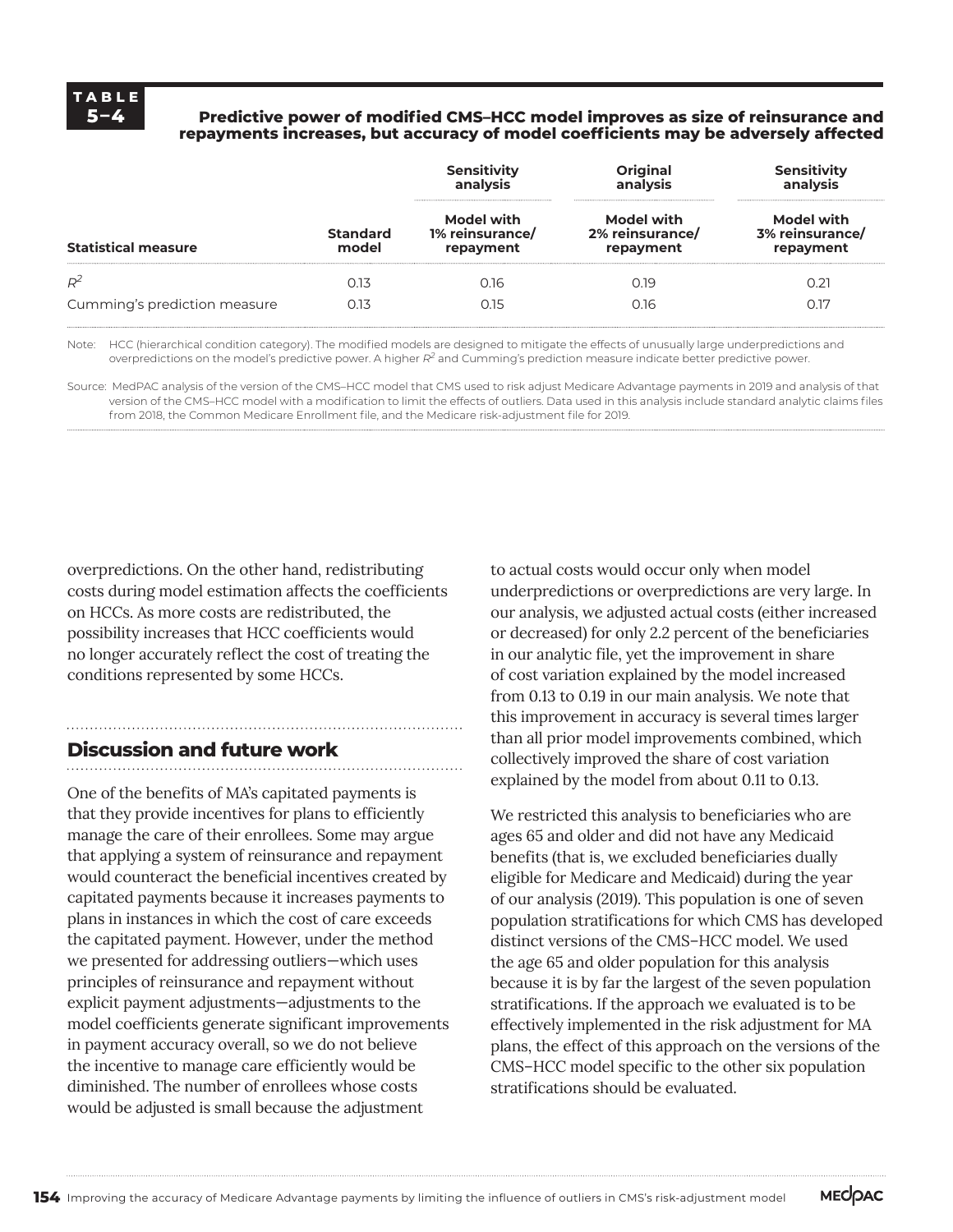**TABLE 5–4**

**Predictive power of modified CMS–HCC model improves as size of reinsurance and repayments increases, but accuracy of model coefficients may be adversely affected**

| | | Sensitivity analysis | Original analysis | Sensitivity analysis |
|---|---|---|---|---|
| **Statistical measure** | **Standard model** | **Model with 1% reinsurance/ repayment** | **Model with 2% reinsurance/ repayment** | **Model with 3% reinsurance/ repayment** |
| $R^2$ | 0.13 | 0.16 | 0.19 | 0.21 |
| Cumming's prediction measure | 0.13 | 0.15 | 0.16 | 0.17 |

Note: HCC (hierarchical condition category). The modified models are designed to mitigate the effects of unusually large underpredictions and overpredictions on the model's predictive power. A higher $R^2$ and Cumming's prediction measure indicate better predictive power.

Source: MedPAC analysis of the version of the CMS–HCC model that CMS used to risk adjust Medicare Advantage payments in 2019 and analysis of that version of the CMS–HCC model with a modification to limit the effects of outliers. Data used in this analysis include standard analytic claims files from 2018, the Common Medicare Enrollment file, and the Medicare risk-adjustment file for 2019.

overpredictions. On the other hand, redistributing costs during model estimation affects the coefficients on HCCs. As more costs are redistributed, the possibility increases that HCC coefficients would no longer accurately reflect the cost of treating the conditions represented by some HCCs.

## Discussion and future work

One of the benefits of MA's capitated payments is that they provide incentives for plans to efficiently manage the care of their enrollees. Some may argue that applying a system of reinsurance and repayment would counteract the beneficial incentives created by capitated payments because it increases payments to plans in instances in which the cost of care exceeds the capitated payment. However, under the method we presented for addressing outliers—which uses principles of reinsurance and repayment without explicit payment adjustments—adjustments to the model coefficients generate significant improvements in payment accuracy overall, so we do not believe the incentive to manage care efficiently would be diminished. The number of enrollees whose costs would be adjusted is small because the adjustment to actual costs would occur only when model underpredictions or overpredictions are very large. In our analysis, we adjusted actual costs (either increased or decreased) for only 2.2 percent of the beneficiaries in our analytic file, yet the improvement in share of cost variation explained by the model increased from 0.13 to 0.19 in our main analysis. We note that this improvement in accuracy is several times larger than all prior model improvements combined, which collectively improved the share of cost variation explained by the model from about 0.11 to 0.13.

We restricted this analysis to beneficiaries who are ages 65 and older and did not have any Medicaid benefits (that is, we excluded beneficiaries dually eligible for Medicare and Medicaid) during the year of our analysis (2019). This population is one of seven population stratifications for which CMS has developed distinct versions of the CMS–HCC model. We used the age 65 and older population for this analysis because it is by far the largest of the seven population stratifications. If the approach we evaluated is to be effectively implemented in the risk adjustment for MA plans, the effect of this approach on the versions of the CMS–HCC model specific to the other six population stratifications should be evaluated.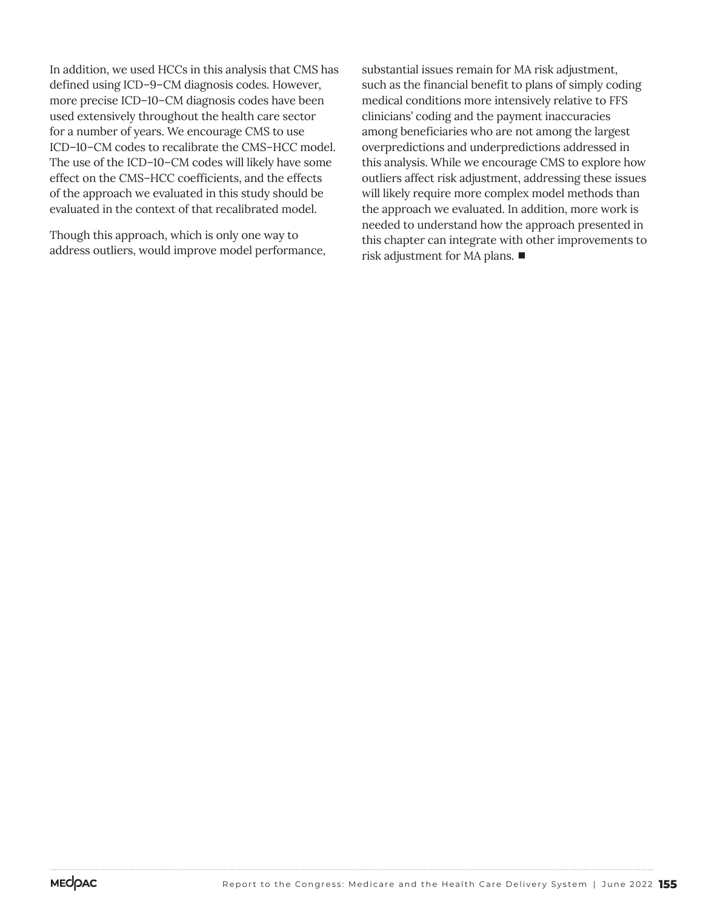In addition, we used HCCs in this analysis that CMS has defined using ICD–9–CM diagnosis codes. However, more precise ICD–10–CM diagnosis codes have been used extensively throughout the health care sector for a number of years. We encourage CMS to use ICD–10–CM codes to recalibrate the CMS–HCC model. The use of the ICD–10–CM codes will likely have some effect on the CMS–HCC coefficients, and the effects of the approach we evaluated in this study should be evaluated in the context of that recalibrated model.

Though this approach, which is only one way to address outliers, would improve model performance, substantial issues remain for MA risk adjustment, such as the financial benefit to plans of simply coding medical conditions more intensively relative to FFS clinicians' coding and the payment inaccuracies among beneficiaries who are not among the largest overpredictions and underpredictions addressed in this analysis. While we encourage CMS to explore how outliers affect risk adjustment, addressing these issues will likely require more complex model methods than the approach we evaluated. In addition, more work is needed to understand how the approach presented in this chapter can integrate with other improvements to risk adjustment for MA plans. ■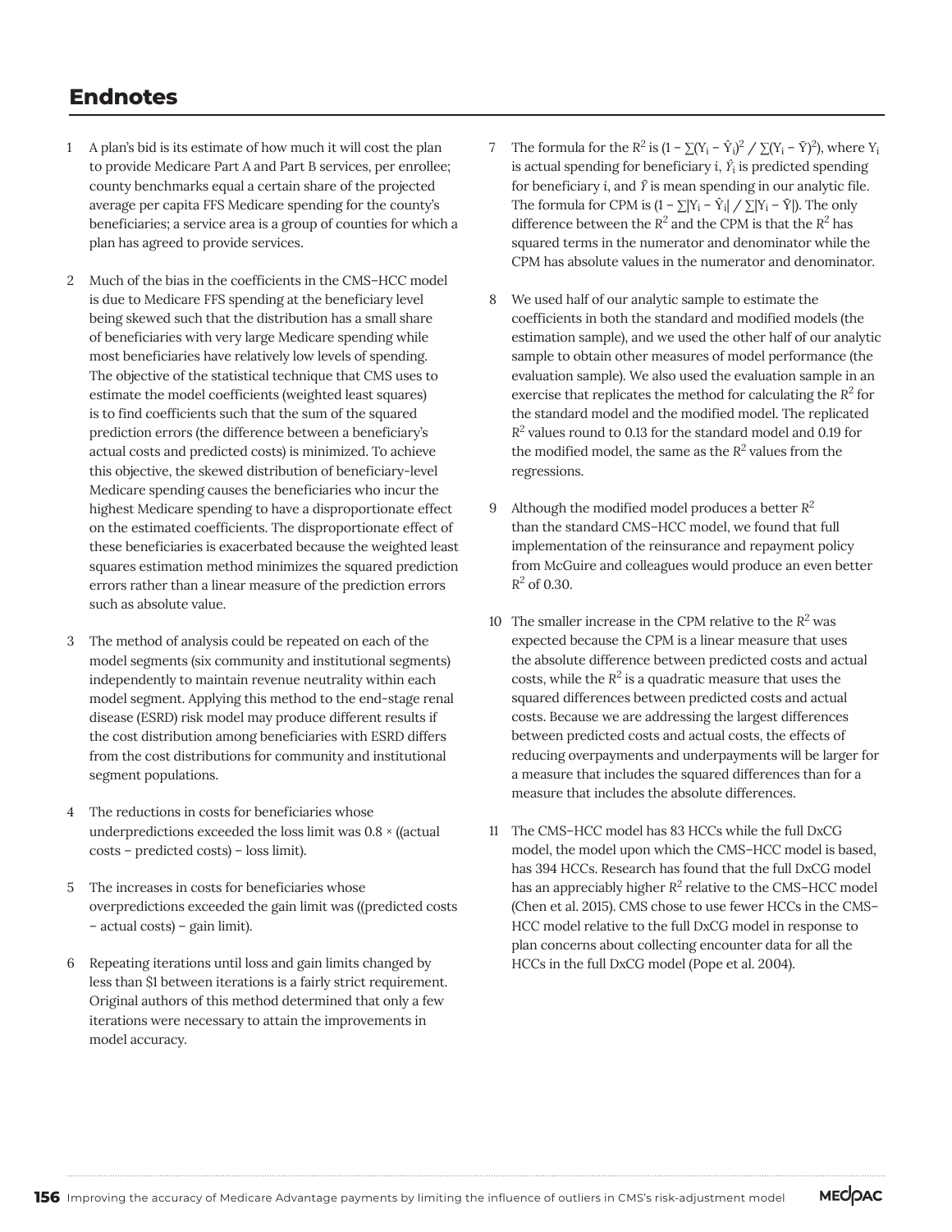# Endnotes

1 A plan's bid is its estimate of how much it will cost the plan to provide Medicare Part A and Part B services, per enrollee; county benchmarks equal a certain share of the projected average per capita FFS Medicare spending for the county's beneficiaries; a service area is a group of counties for which a plan has agreed to provide services.

2 Much of the bias in the coefficients in the CMS–HCC model is due to Medicare FFS spending at the beneficiary level being skewed such that the distribution has a small share of beneficiaries with very large Medicare spending while most beneficiaries have relatively low levels of spending. The objective of the statistical technique that CMS uses to estimate the model coefficients (weighted least squares) is to find coefficients such that the sum of the squared prediction errors (the difference between a beneficiary's actual costs and predicted costs) is minimized. To achieve this objective, the skewed distribution of beneficiary-level Medicare spending causes the beneficiaries who incur the highest Medicare spending to have a disproportionate effect on the estimated coefficients. The disproportionate effect of these beneficiaries is exacerbated because the weighted least squares estimation method minimizes the squared prediction errors rather than a linear measure of the prediction errors such as absolute value.

3 The method of analysis could be repeated on each of the model segments (six community and institutional segments) independently to maintain revenue neutrality within each model segment. Applying this method to the end-stage renal disease (ESRD) risk model may produce different results if the cost distribution among beneficiaries with ESRD differs from the cost distributions for community and institutional segment populations.

4 The reductions in costs for beneficiaries whose underpredictions exceeded the loss limit was 0.8 × ((actual costs – predicted costs) – loss limit).

5 The increases in costs for beneficiaries whose overpredictions exceeded the gain limit was ((predicted costs – actual costs) – gain limit).

6 Repeating iterations until loss and gain limits changed by less than $1 between iterations is a fairly strict requirement. Original authors of this method determined that only a few iterations were necessary to attain the improvements in model accuracy.

7 The formula for the $R^2$ is $(1 - \sum(Y_i - \hat{Y}_i)^2 / \sum(Y_i - \bar{Y})^2)$, where $Y_i$ is actual spending for beneficiary $i$, $\hat{Y}_i$ is predicted spending for beneficiary $i$, and $\bar{Y}$ is mean spending in our analytic file. The formula for CPM is $(1 - \sum|Y_i - \hat{Y}_i| / \sum|Y_i - \bar{Y}|)$. The only difference between the $R^2$ and the CPM is that the $R^2$ has squared terms in the numerator and denominator while the CPM has absolute values in the numerator and denominator.

8 We used half of our analytic sample to estimate the coefficients in both the standard and modified models (the estimation sample), and we used the other half of our analytic sample to obtain other measures of model performance (the evaluation sample). We also used the evaluation sample in an exercise that replicates the method for calculating the $R^2$ for the standard model and the modified model. The replicated $R^2$ values round to 0.13 for the standard model and 0.19 for the modified model, the same as the $R^2$ values from the regressions.

9 Although the modified model produces a better $R^2$ than the standard CMS–HCC model, we found that full implementation of the reinsurance and repayment policy from McGuire and colleagues would produce an even better $R^2$ of 0.30.

10 The smaller increase in the CPM relative to the $R^2$ was expected because the CPM is a linear measure that uses the absolute difference between predicted costs and actual costs, while the $R^2$ is a quadratic measure that uses the squared differences between predicted costs and actual costs. Because we are addressing the largest differences between predicted costs and actual costs, the effects of reducing overpayments and underpayments will be larger for a measure that includes the squared differences than for a measure that includes the absolute differences.

11 The CMS–HCC model has 83 HCCs while the full DxCG model, the model upon which the CMS–HCC model is based, has 394 HCCs. Research has found that the full DxCG model has an appreciably higher $R^2$ relative to the CMS–HCC model (Chen et al. 2015). CMS chose to use fewer HCCs in the CMS–HCC model relative to the full DxCG model in response to plan concerns about collecting encounter data for all the HCCs in the full DxCG model (Pope et al. 2004).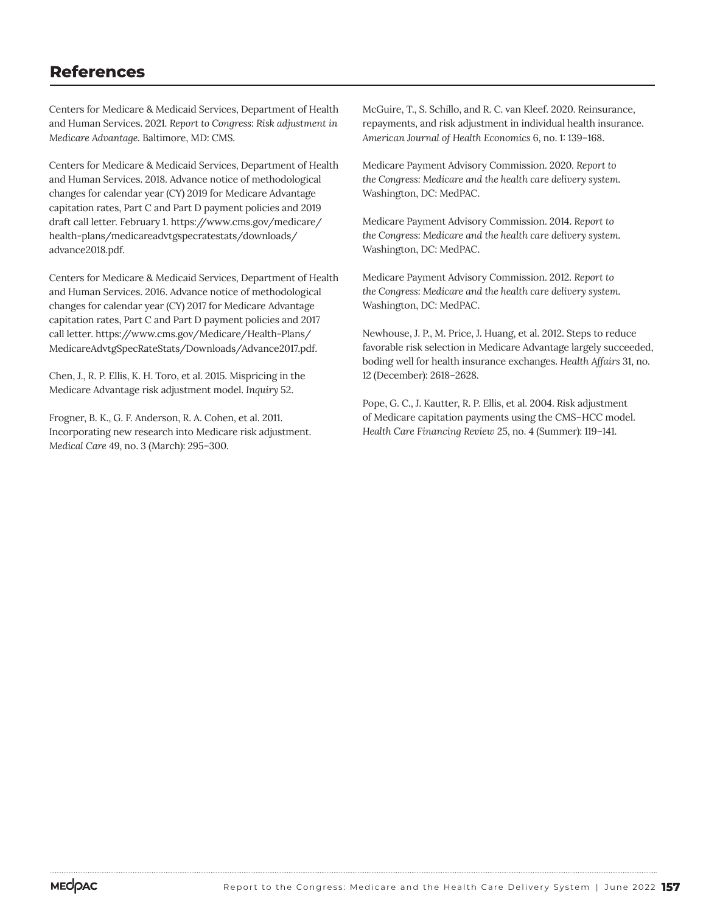## References

Centers for Medicare & Medicaid Services, Department of Health and Human Services. 2021. *Report to Congress: Risk adjustment in Medicare Advantage*. Baltimore, MD: CMS.

Centers for Medicare & Medicaid Services, Department of Health and Human Services. 2018. Advance notice of methodological changes for calendar year (CY) 2019 for Medicare Advantage capitation rates, Part C and Part D payment policies and 2019 draft call letter. February 1. https://www.cms.gov/medicare/health-plans/medicareadvtgspecratestats/downloads/advance2018.pdf.

Centers for Medicare & Medicaid Services, Department of Health and Human Services. 2016. Advance notice of methodological changes for calendar year (CY) 2017 for Medicare Advantage capitation rates, Part C and Part D payment policies and 2017 call letter. https://www.cms.gov/Medicare/Health-Plans/MedicareAdvtgSpecRateStats/Downloads/Advance2017.pdf.

Chen, J., R. P. Ellis, K. H. Toro, et al. 2015. Mispricing in the Medicare Advantage risk adjustment model. *Inquiry* 52.

Frogner, B. K., G. F. Anderson, R. A. Cohen, et al. 2011. Incorporating new research into Medicare risk adjustment. *Medical Care* 49, no. 3 (March): 295–300.

McGuire, T., S. Schillo, and R. C. van Kleef. 2020. Reinsurance, repayments, and risk adjustment in individual health insurance. *American Journal of Health Economics* 6, no. 1: 139–168.

Medicare Payment Advisory Commission. 2020. *Report to the Congress: Medicare and the health care delivery system*. Washington, DC: MedPAC.

Medicare Payment Advisory Commission. 2014. *Report to the Congress: Medicare and the health care delivery system*. Washington, DC: MedPAC.

Medicare Payment Advisory Commission. 2012. *Report to the Congress: Medicare and the health care delivery system*. Washington, DC: MedPAC.

Newhouse, J. P., M. Price, J. Huang, et al. 2012. Steps to reduce favorable risk selection in Medicare Advantage largely succeeded, boding well for health insurance exchanges. *Health Affairs* 31, no. 12 (December): 2618–2628.

Pope, G. C., J. Kautter, R. P. Ellis, et al. 2004. Risk adjustment of Medicare capitation payments using the CMS–HCC model. *Health Care Financing Review* 25, no. 4 (Summer): 119–141.